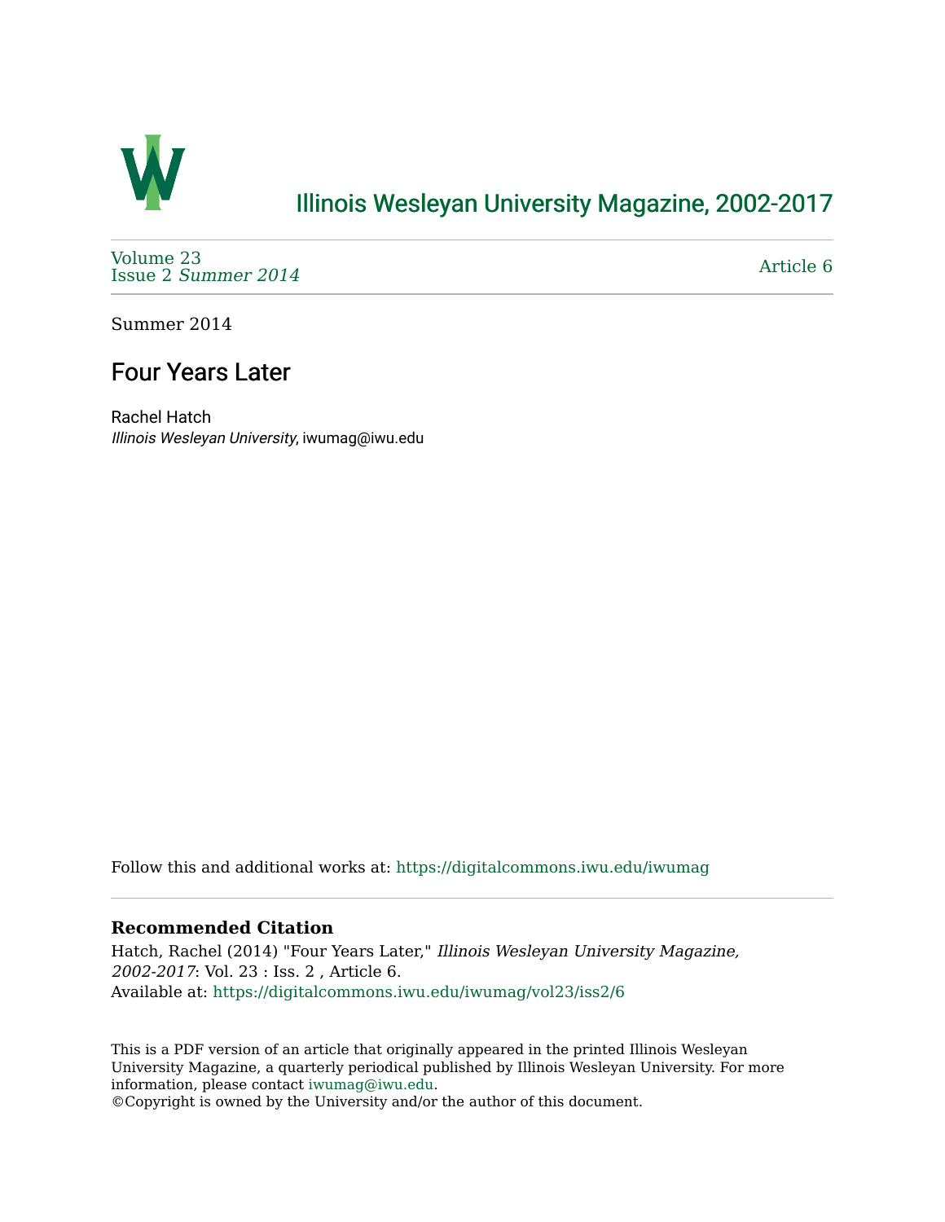# Illinois Wesleyan University Magazine, 2002-2017

Volume 23
Issue 2 *Summer 2014*

Article 6

Summer 2014

## Four Years Later

Rachel Hatch
*Illinois Wesleyan University*, iwumag@iwu.edu

Follow this and additional works at: https://digitalcommons.iwu.edu/iwumag

### Recommended Citation

Hatch, Rachel (2014) "Four Years Later," *Illinois Wesleyan University Magazine, 2002-2017*: Vol. 23 : Iss. 2 , Article 6.
Available at: https://digitalcommons.iwu.edu/iwumag/vol23/iss2/6

This is a PDF version of an article that originally appeared in the printed Illinois Wesleyan University Magazine, a quarterly periodical published by Illinois Wesleyan University. For more information, please contact iwumag@iwu.edu.
©Copyright is owned by the University and/or the author of this document.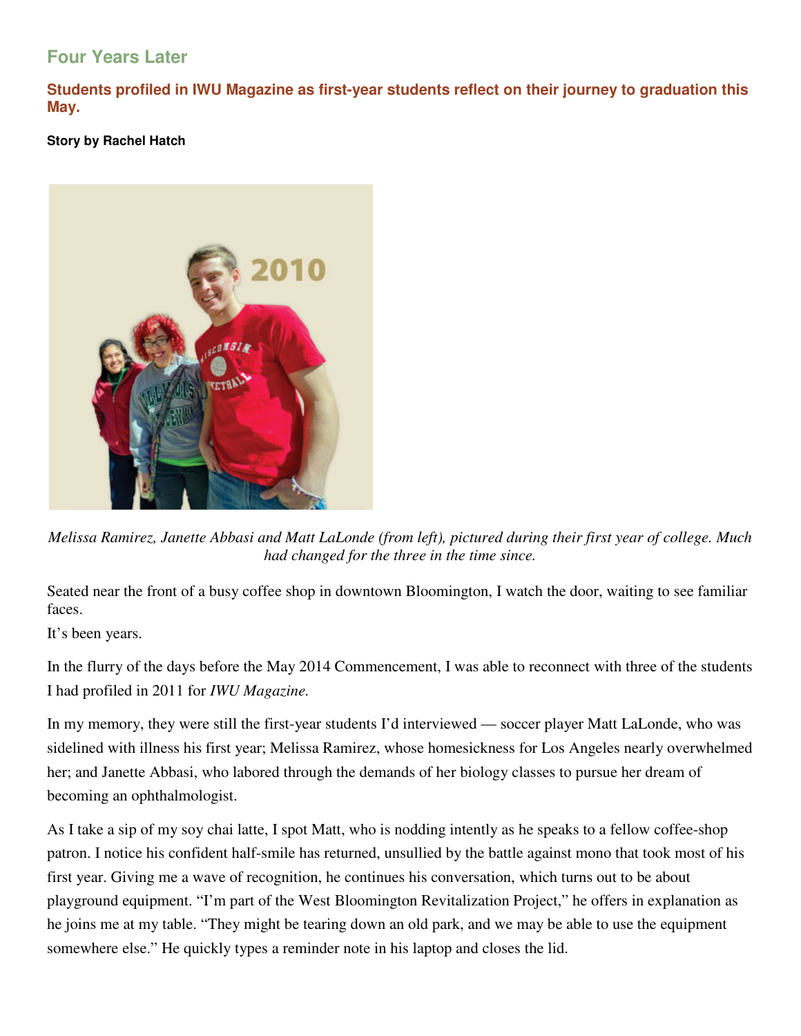## Four Years Later

### Students profiled in IWU Magazine as first-year students reflect on their journey to graduation this May.

**Story by Rachel Hatch**

*Melissa Ramirez, Janette Abbasi and Matt LaLonde (from left), pictured during their first year of college. Much had changed for the three in the time since.*

Seated near the front of a busy coffee shop in downtown Bloomington, I watch the door, waiting to see familiar faces.

It's been years.

In the flurry of the days before the May 2014 Commencement, I was able to reconnect with three of the students I had profiled in 2011 for *IWU Magazine.*

In my memory, they were still the first-year students I'd interviewed — soccer player Matt LaLonde, who was sidelined with illness his first year; Melissa Ramirez, whose homesickness for Los Angeles nearly overwhelmed her; and Janette Abbasi, who labored through the demands of her biology classes to pursue her dream of becoming an ophthalmologist.

As I take a sip of my soy chai latte, I spot Matt, who is nodding intently as he speaks to a fellow coffee-shop patron. I notice his confident half-smile has returned, unsullied by the battle against mono that took most of his first year. Giving me a wave of recognition, he continues his conversation, which turns out to be about playground equipment. "I'm part of the West Bloomington Revitalization Project," he offers in explanation as he joins me at my table. "They might be tearing down an old park, and we may be able to use the equipment somewhere else." He quickly types a reminder note in his laptop and closes the lid.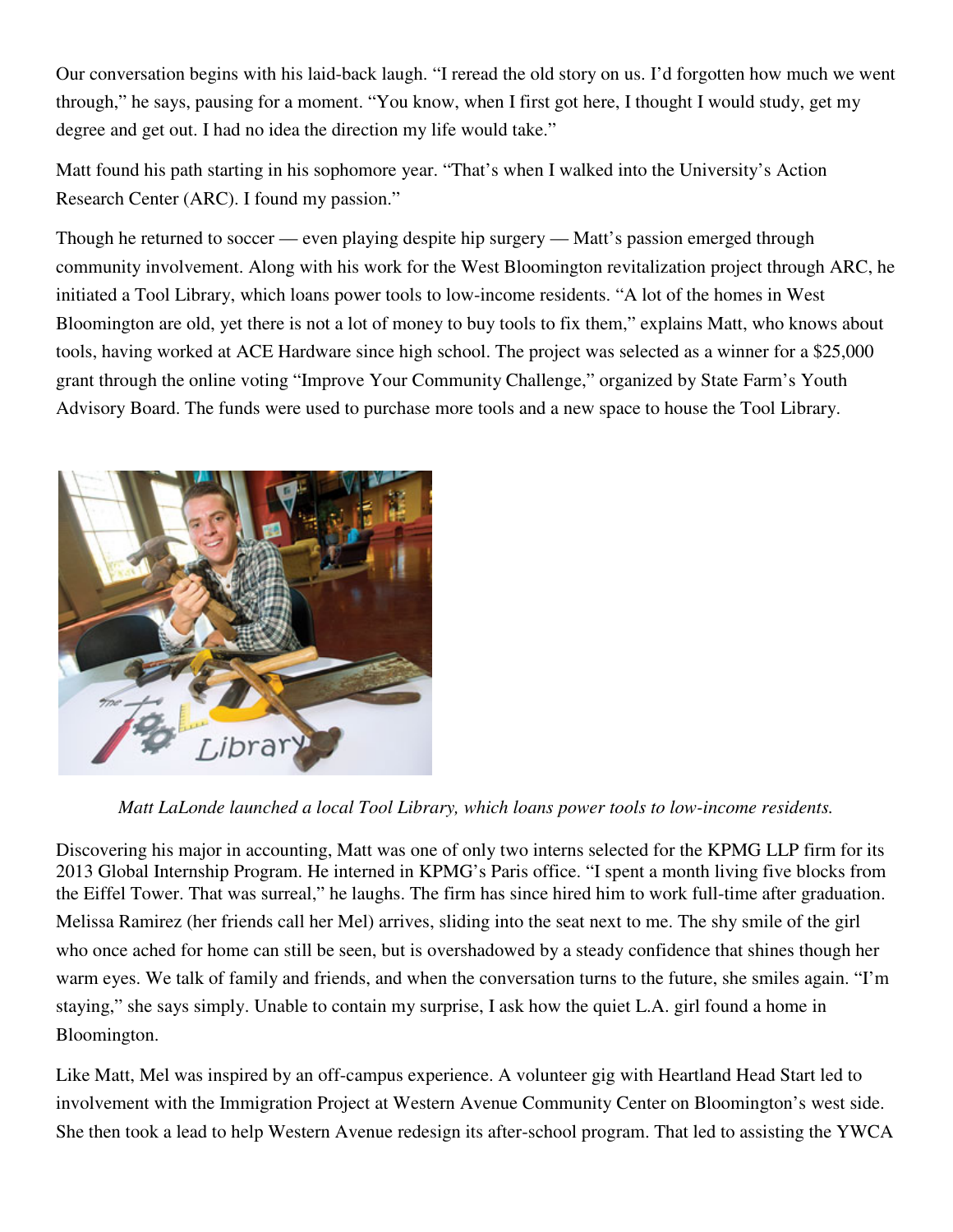Our conversation begins with his laid-back laugh. "I reread the old story on us. I'd forgotten how much we went through," he says, pausing for a moment. "You know, when I first got here, I thought I would study, get my degree and get out. I had no idea the direction my life would take."

Matt found his path starting in his sophomore year. "That's when I walked into the University's Action Research Center (ARC). I found my passion."

Though he returned to soccer — even playing despite hip surgery — Matt's passion emerged through community involvement. Along with his work for the West Bloomington revitalization project through ARC, he initiated a Tool Library, which loans power tools to low-income residents. "A lot of the homes in West Bloomington are old, yet there is not a lot of money to buy tools to fix them," explains Matt, who knows about tools, having worked at ACE Hardware since high school. The project was selected as a winner for a $25,000 grant through the online voting "Improve Your Community Challenge," organized by State Farm's Youth Advisory Board. The funds were used to purchase more tools and a new space to house the Tool Library.

*Matt LaLonde launched a local Tool Library, which loans power tools to low-income residents.*

Discovering his major in accounting, Matt was one of only two interns selected for the KPMG LLP firm for its 2013 Global Internship Program. He interned in KPMG's Paris office. "I spent a month living five blocks from the Eiffel Tower. That was surreal," he laughs. The firm has since hired him to work full-time after graduation.

Melissa Ramirez (her friends call her Mel) arrives, sliding into the seat next to me. The shy smile of the girl who once ached for home can still be seen, but is overshadowed by a steady confidence that shines though her warm eyes. We talk of family and friends, and when the conversation turns to the future, she smiles again. "I'm staying," she says simply. Unable to contain my surprise, I ask how the quiet L.A. girl found a home in Bloomington.

Like Matt, Mel was inspired by an off-campus experience. A volunteer gig with Heartland Head Start led to involvement with the Immigration Project at Western Avenue Community Center on Bloomington's west side. She then took a lead to help Western Avenue redesign its after-school program. That led to assisting the YWCA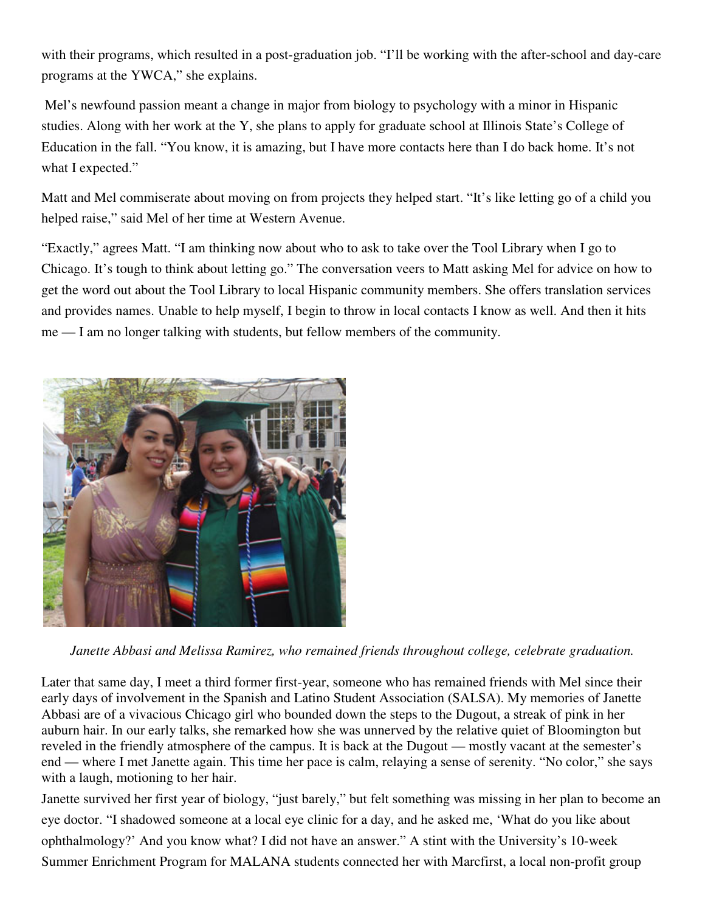with their programs, which resulted in a post-graduation job. "I'll be working with the after-school and day-care programs at the YWCA," she explains.

Mel's newfound passion meant a change in major from biology to psychology with a minor in Hispanic studies. Along with her work at the Y, she plans to apply for graduate school at Illinois State's College of Education in the fall. "You know, it is amazing, but I have more contacts here than I do back home. It's not what I expected."

Matt and Mel commiserate about moving on from projects they helped start. "It's like letting go of a child you helped raise," said Mel of her time at Western Avenue.

"Exactly," agrees Matt. "I am thinking now about who to ask to take over the Tool Library when I go to Chicago. It's tough to think about letting go." The conversation veers to Matt asking Mel for advice on how to get the word out about the Tool Library to local Hispanic community members. She offers translation services and provides names. Unable to help myself, I begin to throw in local contacts I know as well. And then it hits me — I am no longer talking with students, but fellow members of the community.

*Janette Abbasi and Melissa Ramirez, who remained friends throughout college, celebrate graduation.*

Later that same day, I meet a third former first-year, someone who has remained friends with Mel since their early days of involvement in the Spanish and Latino Student Association (SALSA). My memories of Janette Abbasi are of a vivacious Chicago girl who bounded down the steps to the Dugout, a streak of pink in her auburn hair. In our early talks, she remarked how she was unnerved by the relative quiet of Bloomington but reveled in the friendly atmosphere of the campus. It is back at the Dugout — mostly vacant at the semester's end — where I met Janette again. This time her pace is calm, relaying a sense of serenity. "No color," she says with a laugh, motioning to her hair.

Janette survived her first year of biology, "just barely," but felt something was missing in her plan to become an eye doctor. "I shadowed someone at a local eye clinic for a day, and he asked me, 'What do you like about ophthalmology?' And you know what? I did not have an answer." A stint with the University's 10-week Summer Enrichment Program for MALANA students connected her with Marcfirst, a local non-profit group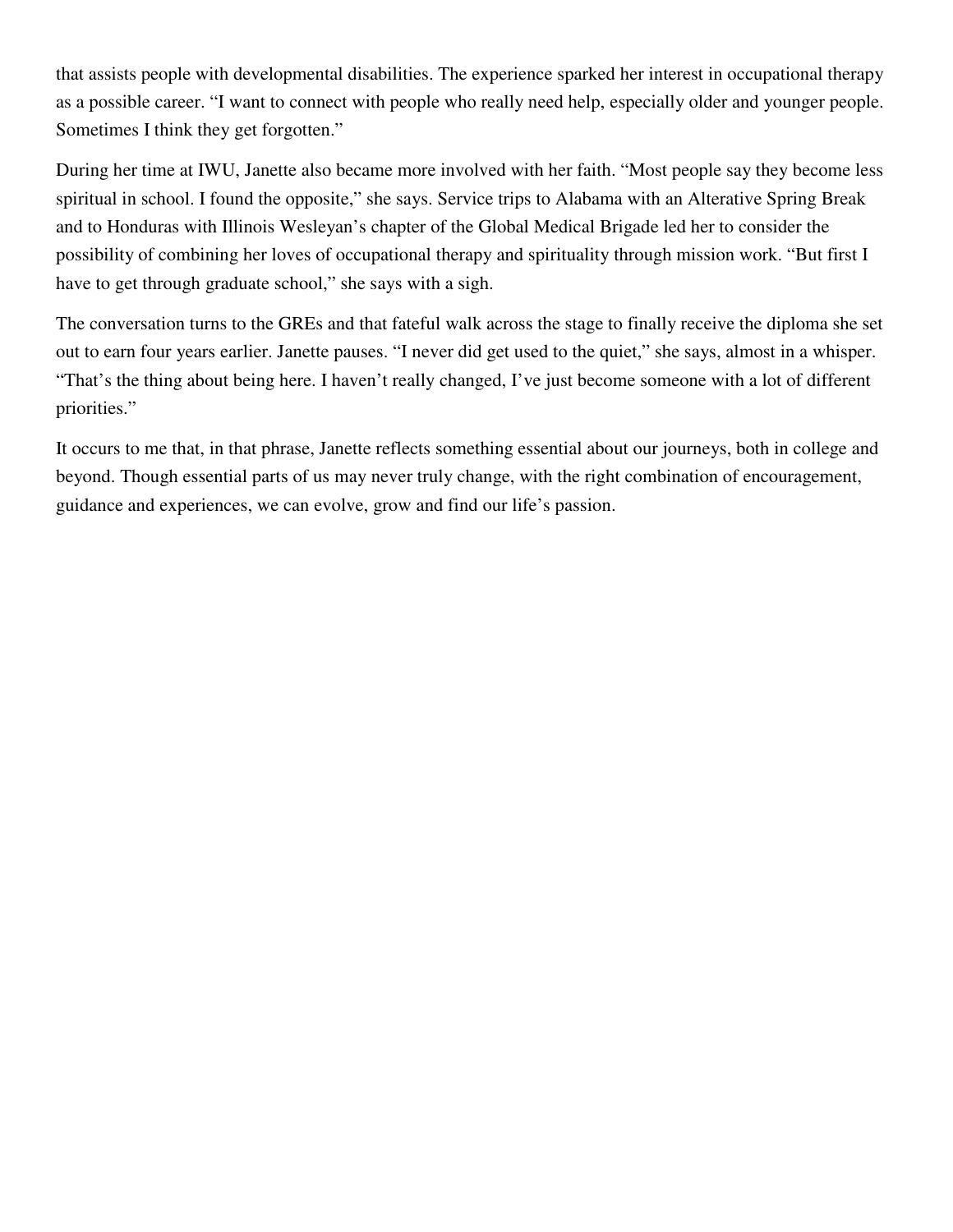that assists people with developmental disabilities. The experience sparked her interest in occupational therapy as a possible career. “I want to connect with people who really need help, especially older and younger people. Sometimes I think they get forgotten.”

During her time at IWU, Janette also became more involved with her faith. “Most people say they become less spiritual in school. I found the opposite,” she says. Service trips to Alabama with an Alterative Spring Break and to Honduras with Illinois Wesleyan’s chapter of the Global Medical Brigade led her to consider the possibility of combining her loves of occupational therapy and spirituality through mission work. “But first I have to get through graduate school,” she says with a sigh.

The conversation turns to the GREs and that fateful walk across the stage to finally receive the diploma she set out to earn four years earlier. Janette pauses. “I never did get used to the quiet,” she says, almost in a whisper. “That’s the thing about being here. I haven’t really changed, I’ve just become someone with a lot of different priorities.”

It occurs to me that, in that phrase, Janette reflects something essential about our journeys, both in college and beyond. Though essential parts of us may never truly change, with the right combination of encouragement, guidance and experiences, we can evolve, grow and find our life’s passion.